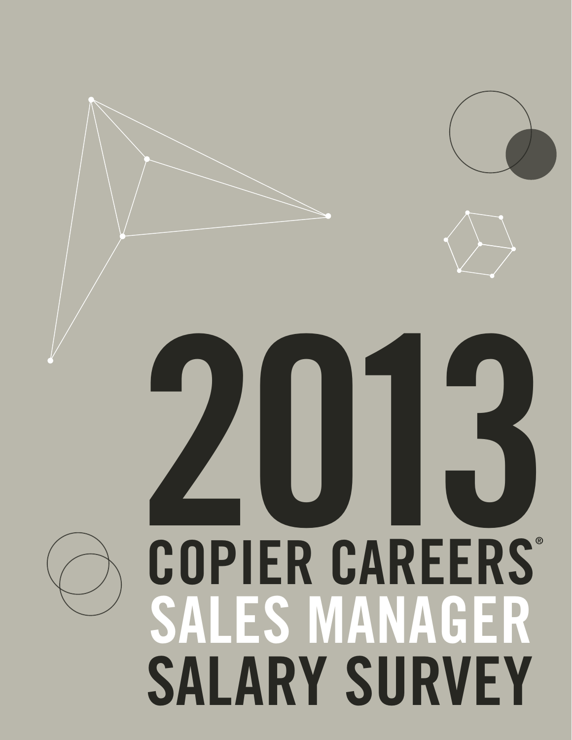# 2013

# COPIER CAREERS®

# SALES MANAGER SALARY SURVEY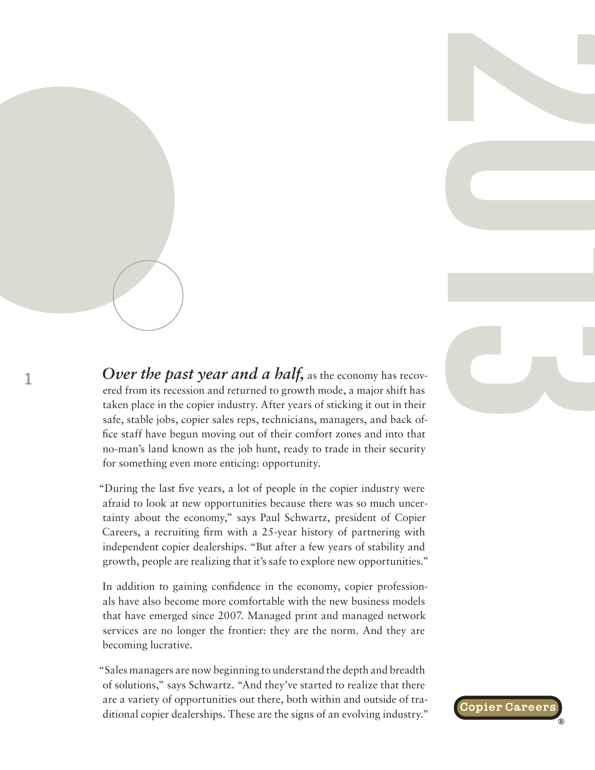*Over the past year and a half,* as the economy has recovered from its recession and returned to growth mode, a major shift has taken place in the copier industry. After years of sticking it out in their safe, stable jobs, copier sales reps, technicians, managers, and back office staff have begun moving out of their comfort zones and into that no-man's land known as the job hunt, ready to trade in their security for something even more enticing: opportunity.

"During the last five years, a lot of people in the copier industry were afraid to look at new opportunities because there was so much uncertainty about the economy," says Paul Schwartz, president of Copier Careers, a recruiting firm with a 25-year history of partnering with independent copier dealerships. "But after a few years of stability and growth, people are realizing that it's safe to explore new opportunities."

In addition to gaining confidence in the economy, copier professionals have also become more comfortable with the new business models that have emerged since 2007. Managed print and managed network services are no longer the frontier: they are the norm. And they are becoming lucrative.

"Sales managers are now beginning to understand the depth and breadth of solutions," says Schwartz. "And they've started to realize that there are a variety of opportunities out there, both within and outside of traditional copier dealerships. These are the signs of an evolving industry."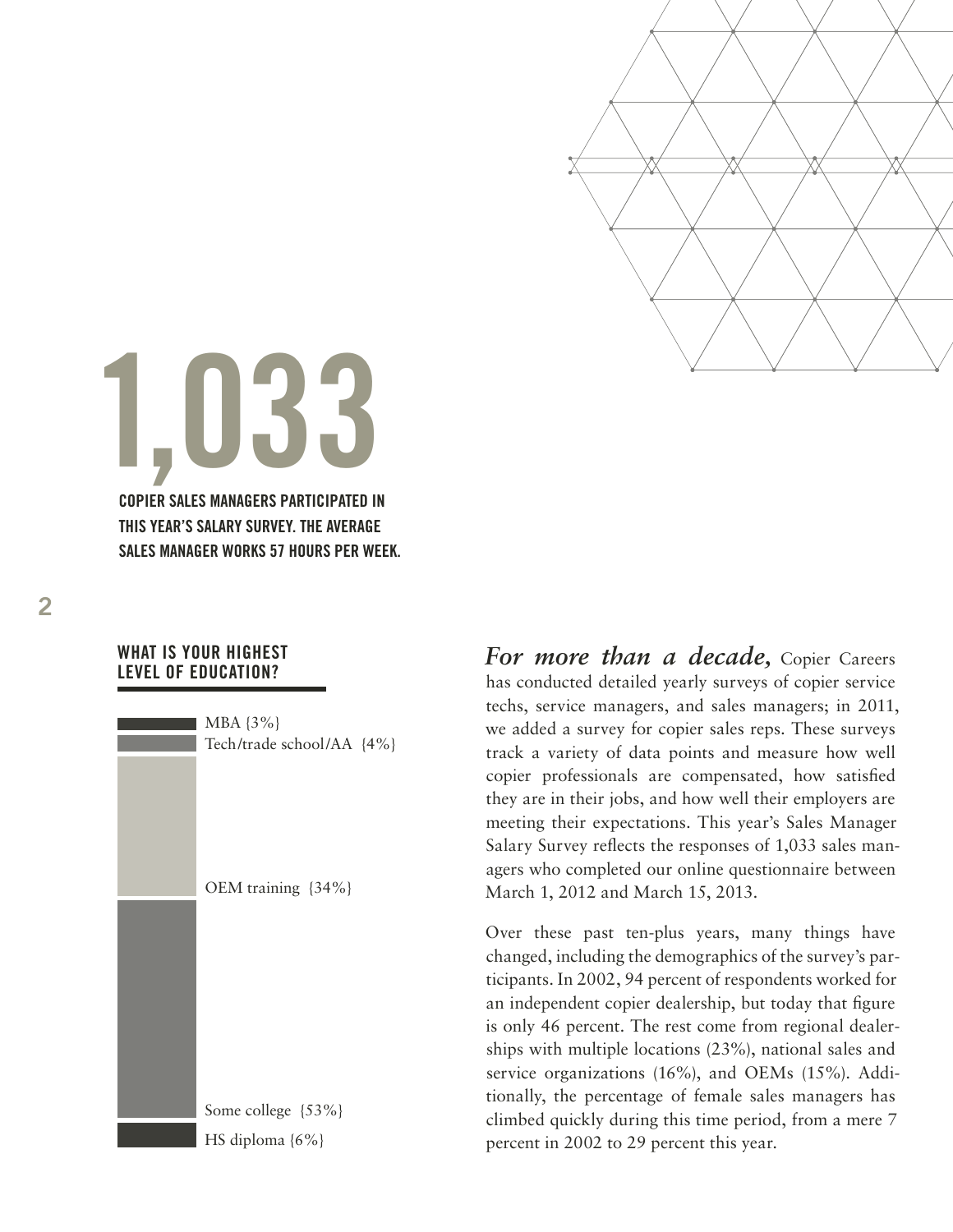# 1,033

**COPIER SALES MANAGERS PARTICIPATED IN THIS YEAR'S SALARY SURVEY. THE AVERAGE SALES MANAGER WORKS 57 HOURS PER WEEK.**

## WHAT IS YOUR HIGHEST LEVEL OF EDUCATION?

- MBA {3%}
- Tech/trade school/AA {4%}
- OEM training {34%}
- Some college {53%}
- HS diploma {6%}

***For more than a decade,*** Copier Careers has conducted detailed yearly surveys of copier service techs, service managers, and sales managers; in 2011, we added a survey for copier sales reps. These surveys track a variety of data points and measure how well copier professionals are compensated, how satisfied they are in their jobs, and how well their employers are meeting their expectations. This year's Sales Manager Salary Survey reflects the responses of 1,033 sales managers who completed our online questionnaire between March 1, 2012 and March 15, 2013.

Over these past ten-plus years, many things have changed, including the demographics of the survey's participants. In 2002, 94 percent of respondents worked for an independent copier dealership, but today that figure is only 46 percent. The rest come from regional dealerships with multiple locations (23%), national sales and service organizations (16%), and OEMs (15%). Additionally, the percentage of female sales managers has climbed quickly during this time period, from a mere 7 percent in 2002 to 29 percent this year.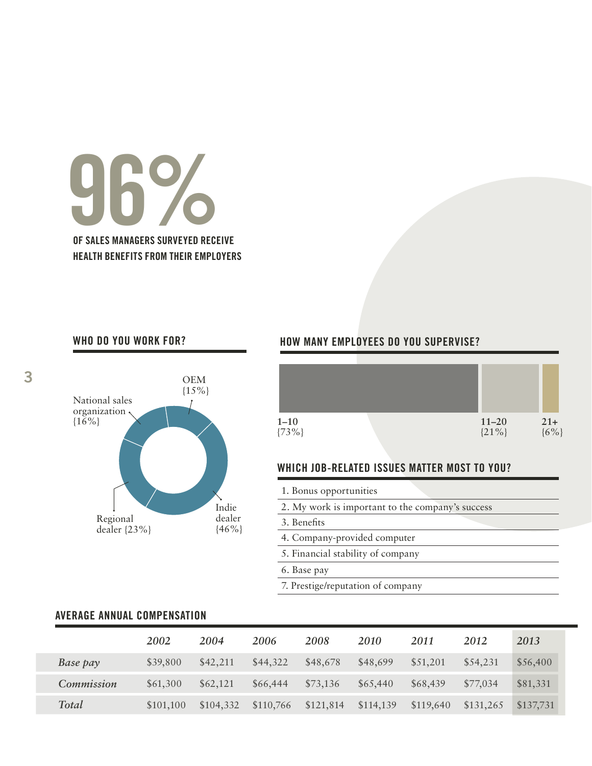# 96%

**OF SALES MANAGERS SURVEYED RECEIVE HEALTH BENEFITS FROM THEIR EMPLOYERS**

## WHO DO YOU WORK FOR?

OEM {15%}

National sales organization {16%}

Regional dealer {23%}

Indie dealer {46%}

## HOW MANY EMPLOYEES DO YOU SUPERVISE?

**1–10** {73%}

**11–20** {21%}

**21+** {6%}

## WHICH JOB-RELATED ISSUES MATTER MOST TO YOU?

1. Bonus opportunities
2. My work is important to the company's success
3. Benefits
4. Company-provided computer
5. Financial stability of company
6. Base pay
7. Prestige/reputation of company

## AVERAGE ANNUAL COMPENSATION

| | *2002* | *2004* | *2006* | *2008* | *2010* | *2011* | *2012* | *2013* |
|---|---|---|---|---|---|---|---|---|
| *Base pay* | $39,800 | $42,211 | $44,322 | $48,678 | $48,699 | $51,201 | $54,231 | $56,400 |
| *Commission* | $61,300 | $62,121 | $66,444 | $73,136 | $65,440 | $68,439 | $77,034 | $81,331 |
| *Total* | $101,100 | $104,332 | $110,766 | $121,814 | $114,139 | $119,640 | $131,265 | $137,731 |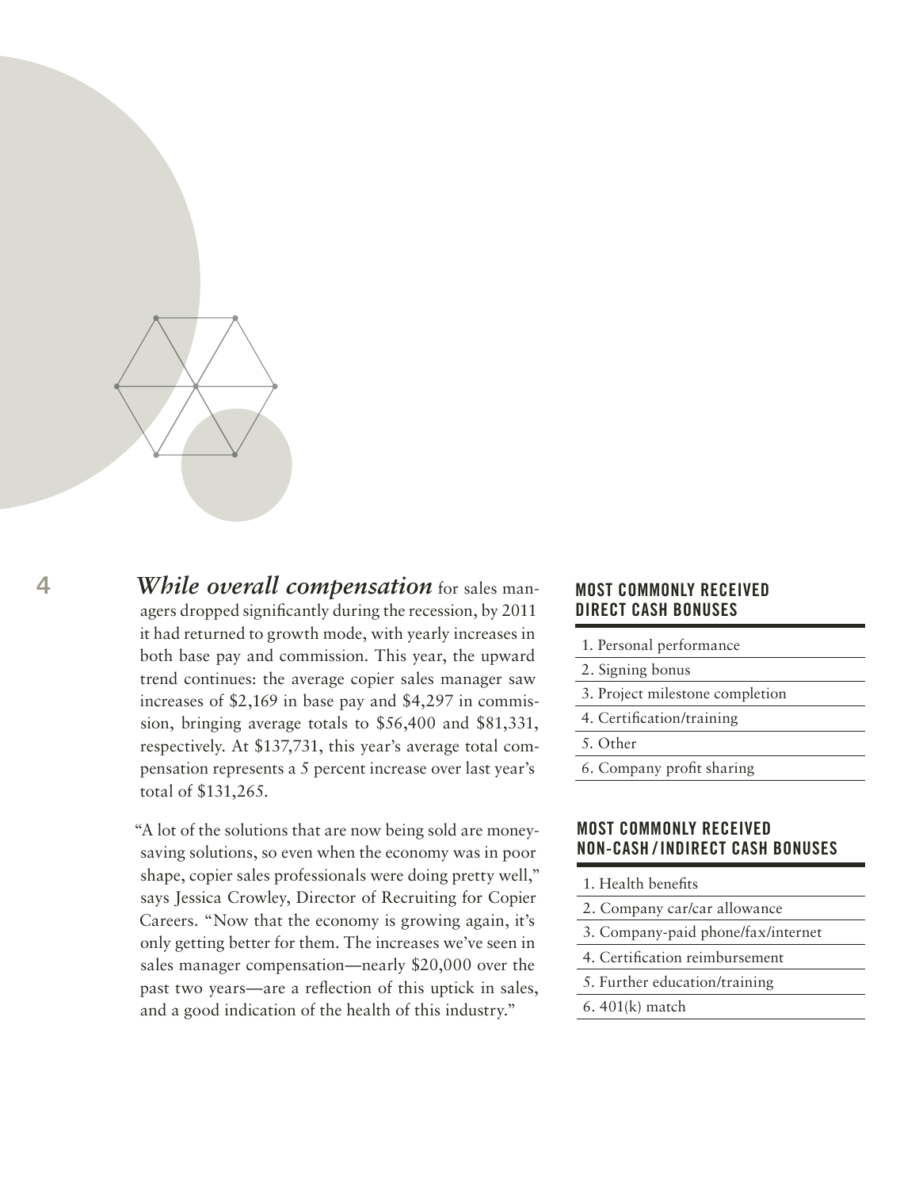***While overall compensation*** for sales managers dropped significantly during the recession, by 2011 it had returned to growth mode, with yearly increases in both base pay and commission. This year, the upward trend continues: the average copier sales manager saw increases of $2,169 in base pay and $4,297 in commission, bringing average totals to $56,400 and $81,331, respectively. At $137,731, this year's average total compensation represents a 5 percent increase over last year's total of $131,265.

"A lot of the solutions that are now being sold are money-saving solutions, so even when the economy was in poor shape, copier sales professionals were doing pretty well," says Jessica Crowley, Director of Recruiting for Copier Careers. "Now that the economy is growing again, it's only getting better for them. The increases we've seen in sales manager compensation—nearly $20,000 over the past two years—are a reflection of this uptick in sales, and a good indication of the health of this industry."

### MOST COMMONLY RECEIVED DIRECT CASH BONUSES

1. Personal performance
2. Signing bonus
3. Project milestone completion
4. Certification/training
5. Other
6. Company profit sharing

### MOST COMMONLY RECEIVED NON-CASH / INDIRECT CASH BONUSES

1. Health benefits
2. Company car/car allowance
3. Company-paid phone/fax/internet
4. Certification reimbursement
5. Further education/training
6. 401(k) match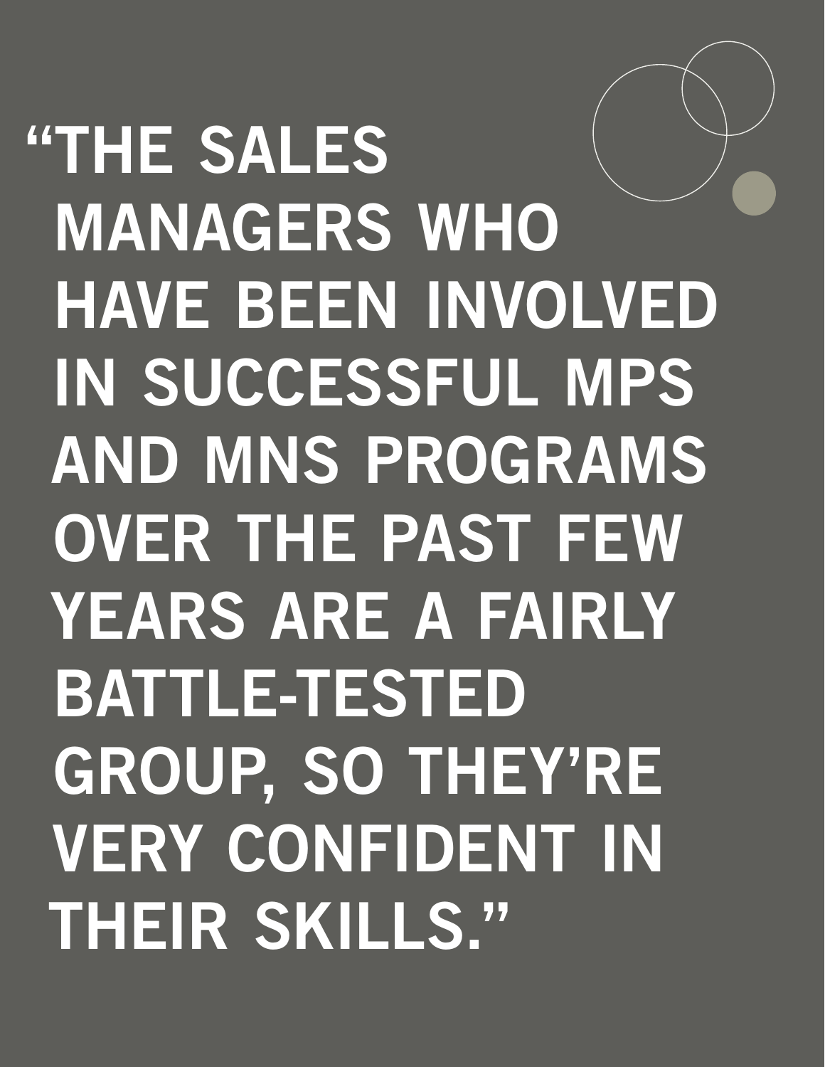**"THE SALES MANAGERS WHO HAVE BEEN INVOLVED IN SUCCESSFUL MPS AND MNS PROGRAMS OVER THE PAST FEW YEARS ARE A FAIRLY BATTLE-TESTED GROUP, SO THEY'RE VERY CONFIDENT IN THEIR SKILLS."**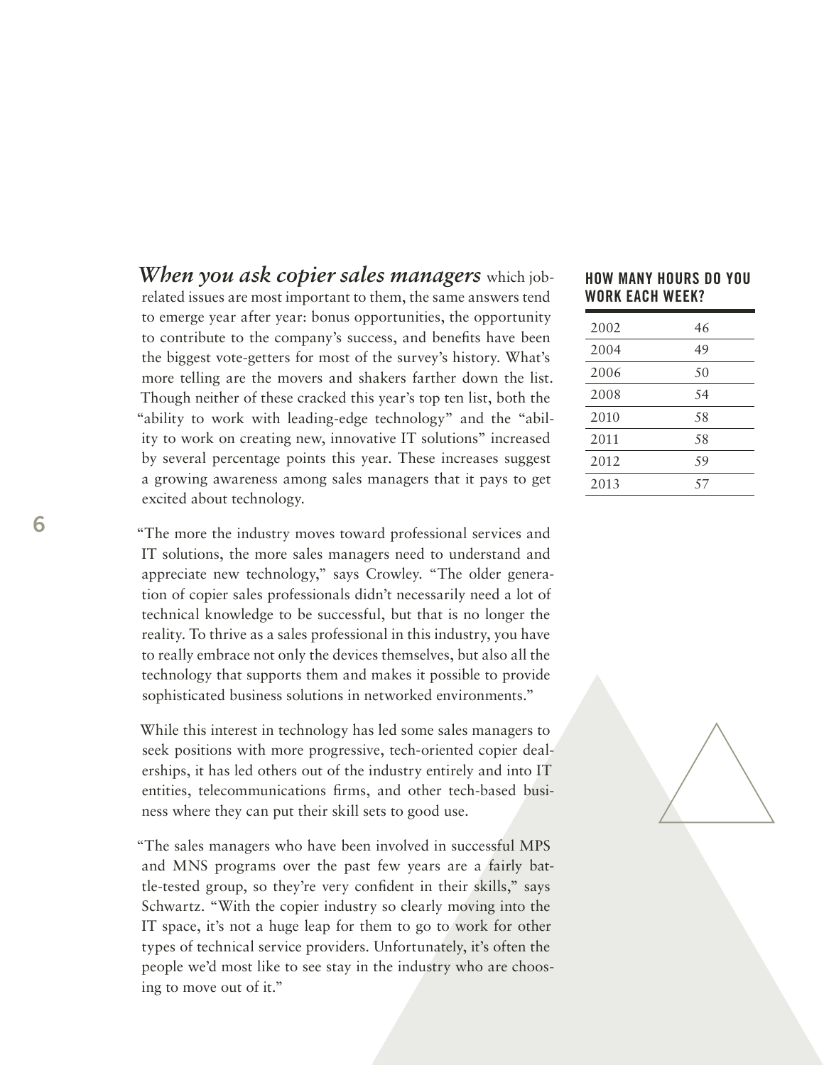***When you ask copier sales managers*** which job-related issues are most important to them, the same answers tend to emerge year after year: bonus opportunities, the opportunity to contribute to the company's success, and benefits have been the biggest vote-getters for most of the survey's history. What's more telling are the movers and shakers farther down the list. Though neither of these cracked this year's top ten list, both the "ability to work with leading-edge technology" and the "ability to work on creating new, innovative IT solutions" increased by several percentage points this year. These increases suggest a growing awareness among sales managers that it pays to get excited about technology.

"The more the industry moves toward professional services and IT solutions, the more sales managers need to understand and appreciate new technology," says Crowley. "The older generation of copier sales professionals didn't necessarily need a lot of technical knowledge to be successful, but that is no longer the reality. To thrive as a sales professional in this industry, you have to really embrace not only the devices themselves, but also all the technology that supports them and makes it possible to provide sophisticated business solutions in networked environments."

While this interest in technology has led some sales managers to seek positions with more progressive, tech-oriented copier dealerships, it has led others out of the industry entirely and into IT entities, telecommunications firms, and other tech-based business where they can put their skill sets to good use.

"The sales managers who have been involved in successful MPS and MNS programs over the past few years are a fairly battle-tested group, so they're very confident in their skills," says Schwartz. "With the copier industry so clearly moving into the IT space, it's not a huge leap for them to go to work for other types of technical service providers. Unfortunately, it's often the people we'd most like to see stay in the industry who are choosing to move out of it."

### HOW MANY HOURS DO YOU WORK EACH WEEK?

| | |
|---|---|
| 2002 | 46 |
| 2004 | 49 |
| 2006 | 50 |
| 2008 | 54 |
| 2010 | 58 |
| 2011 | 58 |
| 2012 | 59 |
| 2013 | 57 |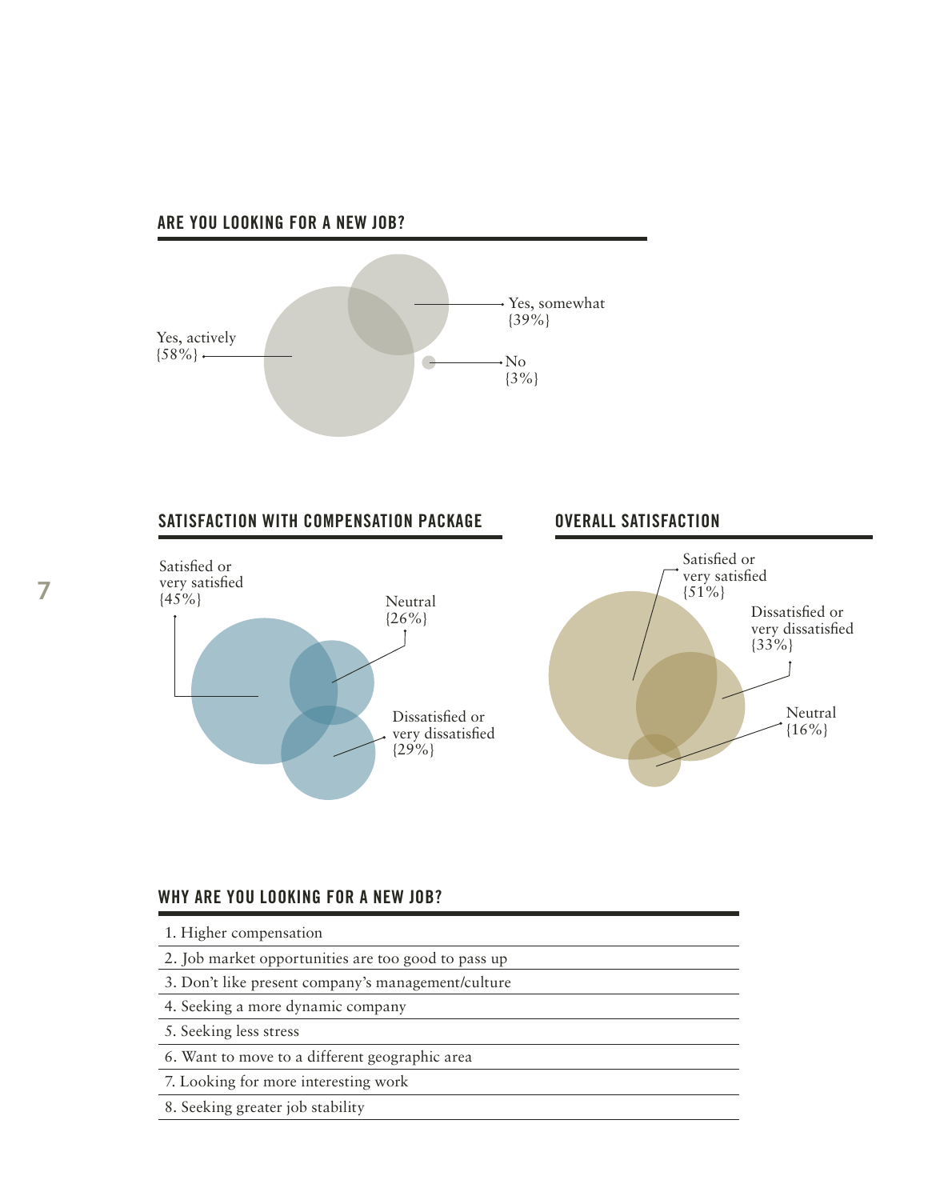## ARE YOU LOOKING FOR A NEW JOB?

Yes, actively
{58%}

Yes, somewhat
{39%}

No
{3%}

## SATISFACTION WITH COMPENSATION PACKAGE

Satisfied or very satisfied
{45%}

Neutral
{26%}

Dissatisfied or very dissatisfied
{29%}

## OVERALL SATISFACTION

Satisfied or very satisfied
{51%}

Dissatisfied or very dissatisfied
{33%}

Neutral
{16%}

## WHY ARE YOU LOOKING FOR A NEW JOB?

1. Higher compensation
2. Job market opportunities are too good to pass up
3. Don't like present company's management/culture
4. Seeking a more dynamic company
5. Seeking less stress
6. Want to move to a different geographic area
7. Looking for more interesting work
8. Seeking greater job stability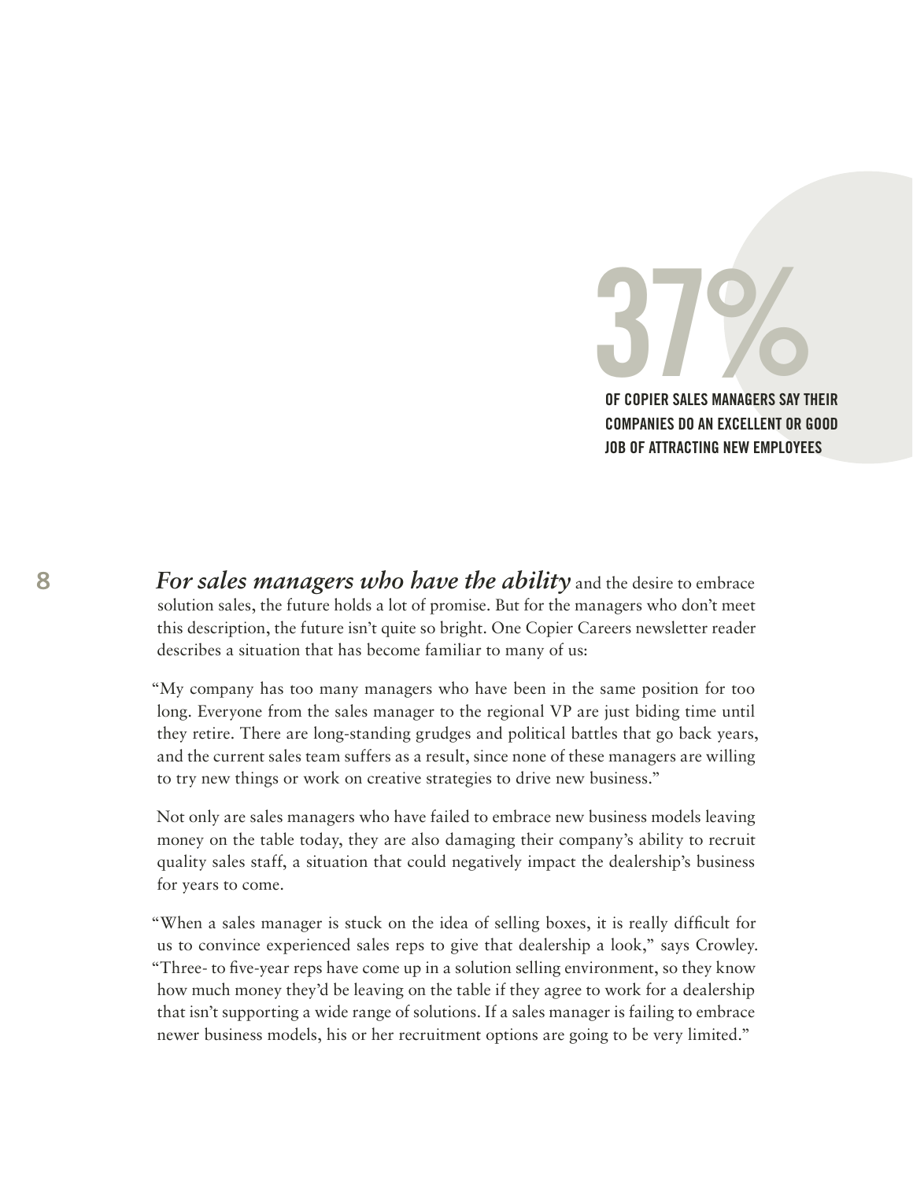# 37%

**OF COPIER SALES MANAGERS SAY THEIR COMPANIES DO AN EXCELLENT OR GOOD JOB OF ATTRACTING NEW EMPLOYEES**

***For sales managers who have the ability*** and the desire to embrace solution sales, the future holds a lot of promise. But for the managers who don't meet this description, the future isn't quite so bright. One Copier Careers newsletter reader describes a situation that has become familiar to many of us:

"My company has too many managers who have been in the same position for too long. Everyone from the sales manager to the regional VP are just biding time until they retire. There are long-standing grudges and political battles that go back years, and the current sales team suffers as a result, since none of these managers are willing to try new things or work on creative strategies to drive new business."

Not only are sales managers who have failed to embrace new business models leaving money on the table today, they are also damaging their company's ability to recruit quality sales staff, a situation that could negatively impact the dealership's business for years to come.

"When a sales manager is stuck on the idea of selling boxes, it is really difficult for us to convince experienced sales reps to give that dealership a look," says Crowley. "Three- to five-year reps have come up in a solution selling environment, so they know how much money they'd be leaving on the table if they agree to work for a dealership that isn't supporting a wide range of solutions. If a sales manager is failing to embrace newer business models, his or her recruitment options are going to be very limited."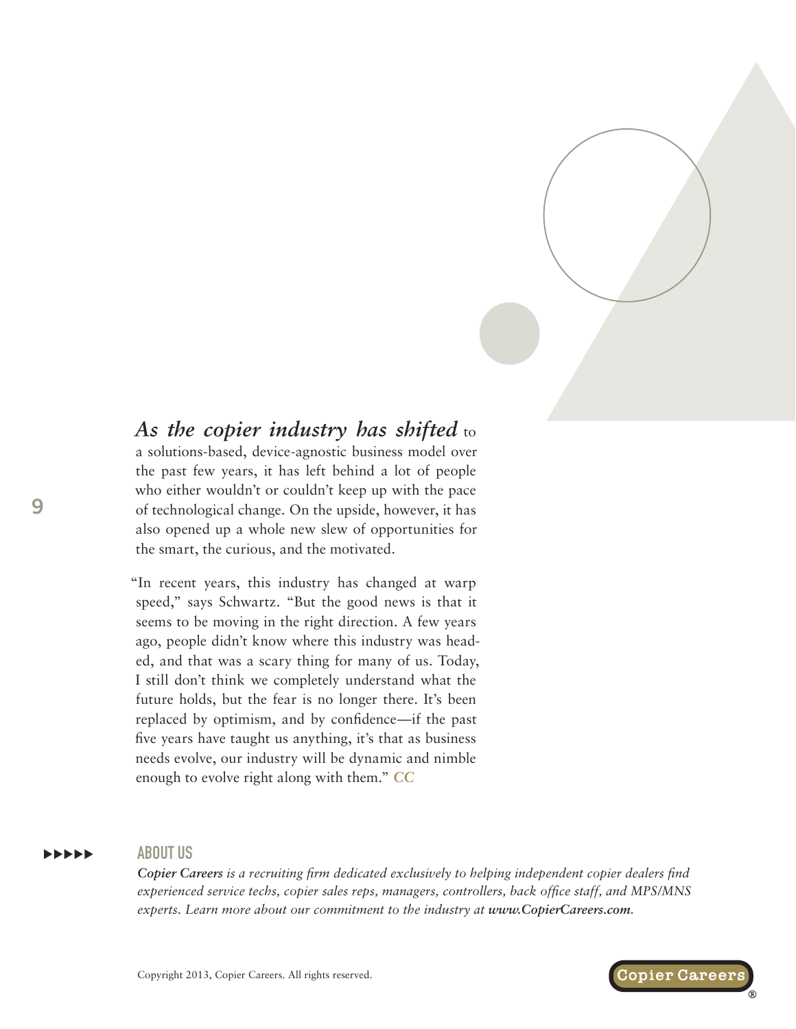***As the copier industry has shifted*** to a solutions-based, device-agnostic business model over the past few years, it has left behind a lot of people who either wouldn't or couldn't keep up with the pace of technological change. On the upside, however, it has also opened up a whole new slew of opportunities for the smart, the curious, and the motivated.

"In recent years, this industry has changed at warp speed," says Schwartz. "But the good news is that it seems to be moving in the right direction. A few years ago, people didn't know where this industry was headed, and that was a scary thing for many of us. Today, I still don't think we completely understand what the future holds, but the fear is no longer there. It's been replaced by optimism, and by confidence—if the past five years have taught us anything, it's that as business needs evolve, our industry will be dynamic and nimble enough to evolve right along with them." **CC**

## ABOUT US

***Copier Careers*** *is a recruiting firm dedicated exclusively to helping independent copier dealers find experienced service techs, copier sales reps, managers, controllers, back office staff, and MPS/MNS experts. Learn more about our commitment to the industry at* ***www.CopierCareers.com****.*

Copyright 2013, Copier Careers. All rights reserved.

Copier Careers®